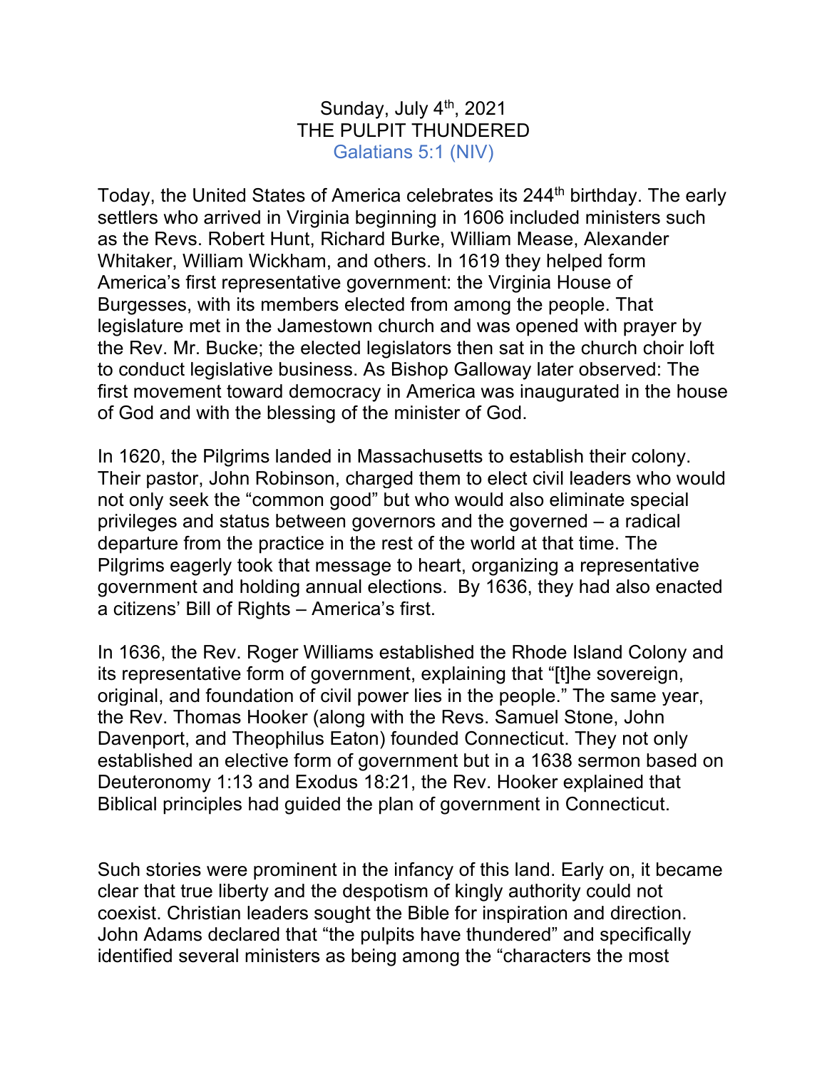Sunday, July 4th, 2021

THE PULPIT THUNDERED

Galatians 5:1 (NIV)

Today, the United States of America celebrates its 244th birthday. The early settlers who arrived in Virginia beginning in 1606 included ministers such as the Revs. Robert Hunt, Richard Burke, William Mease, Alexander Whitaker, William Wickham, and others. In 1619 they helped form America's first representative government: the Virginia House of Burgesses, with its members elected from among the people. That legislature met in the Jamestown church and was opened with prayer by the Rev. Mr. Bucke; the elected legislators then sat in the church choir loft to conduct legislative business. As Bishop Galloway later observed: The first movement toward democracy in America was inaugurated in the house of God and with the blessing of the minister of God.

In 1620, the Pilgrims landed in Massachusetts to establish their colony. Their pastor, John Robinson, charged them to elect civil leaders who would not only seek the "common good" but who would also eliminate special privileges and status between governors and the governed – a radical departure from the practice in the rest of the world at that time. The Pilgrims eagerly took that message to heart, organizing a representative government and holding annual elections. By 1636, they had also enacted a citizens' Bill of Rights – America's first.

In 1636, the Rev. Roger Williams established the Rhode Island Colony and its representative form of government, explaining that "[t]he sovereign, original, and foundation of civil power lies in the people." The same year, the Rev. Thomas Hooker (along with the Revs. Samuel Stone, John Davenport, and Theophilus Eaton) founded Connecticut. They not only established an elective form of government but in a 1638 sermon based on Deuteronomy 1:13 and Exodus 18:21, the Rev. Hooker explained that Biblical principles had guided the plan of government in Connecticut.

Such stories were prominent in the infancy of this land. Early on, it became clear that true liberty and the despotism of kingly authority could not coexist. Christian leaders sought the Bible for inspiration and direction. John Adams declared that "the pulpits have thundered" and specifically identified several ministers as being among the "characters the most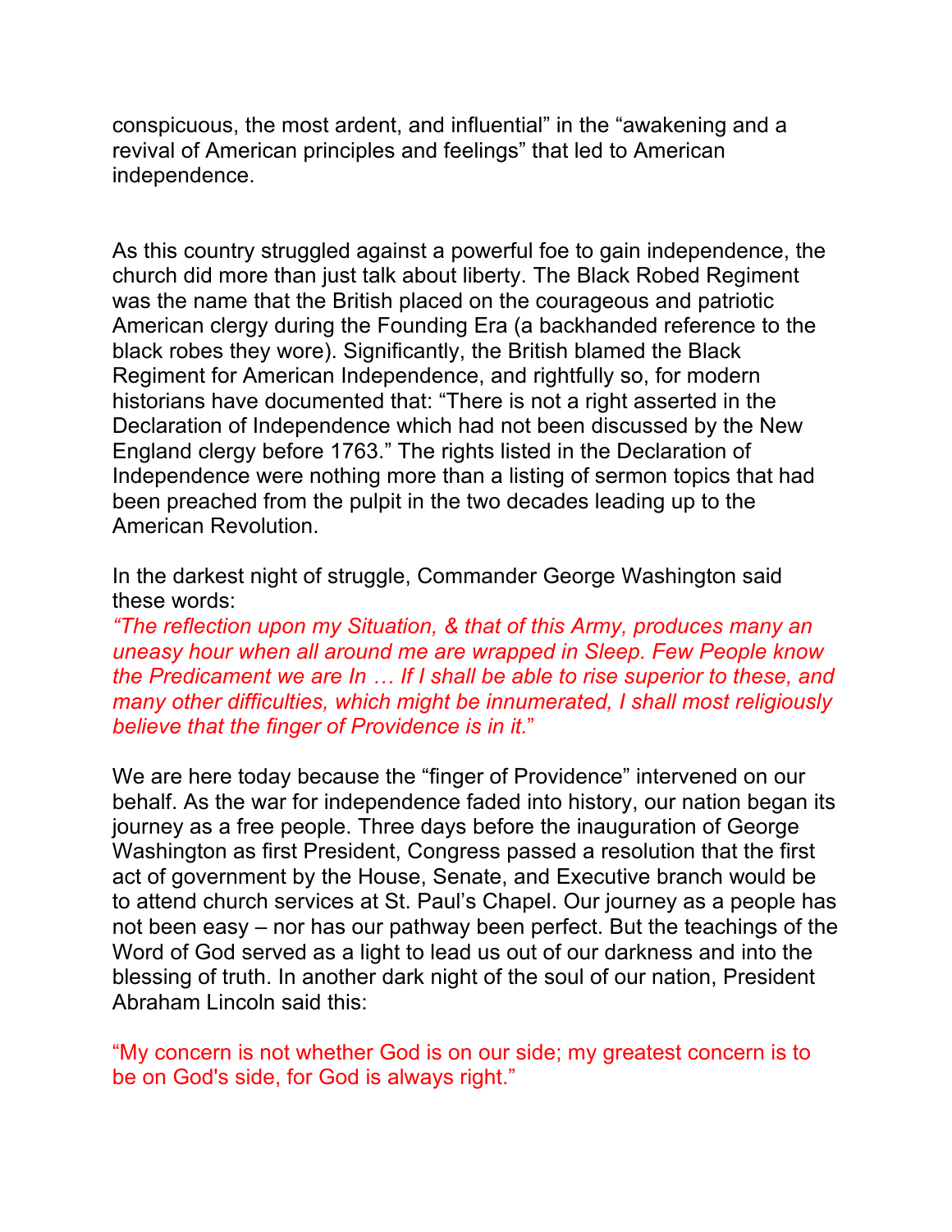conspicuous, the most ardent, and influential" in the "awakening and a revival of American principles and feelings" that led to American independence.

As this country struggled against a powerful foe to gain independence, the church did more than just talk about liberty. The Black Robed Regiment was the name that the British placed on the courageous and patriotic American clergy during the Founding Era (a backhanded reference to the black robes they wore). Significantly, the British blamed the Black Regiment for American Independence, and rightfully so, for modern historians have documented that: "There is not a right asserted in the Declaration of Independence which had not been discussed by the New England clergy before 1763." The rights listed in the Declaration of Independence were nothing more than a listing of sermon topics that had been preached from the pulpit in the two decades leading up to the American Revolution.

In the darkest night of struggle, Commander George Washington said these words:

*"The reflection upon my Situation, & that of this Army, produces many an uneasy hour when all around me are wrapped in Sleep. Few People know the Predicament we are In … If I shall be able to rise superior to these, and many other difficulties, which might be innumerated, I shall most religiously believe that the finger of Providence is in it."*

We are here today because the "finger of Providence" intervened on our behalf. As the war for independence faded into history, our nation began its journey as a free people. Three days before the inauguration of George Washington as first President, Congress passed a resolution that the first act of government by the House, Senate, and Executive branch would be to attend church services at St. Paul's Chapel. Our journey as a people has not been easy – nor has our pathway been perfect. But the teachings of the Word of God served as a light to lead us out of our darkness and into the blessing of truth. In another dark night of the soul of our nation, President Abraham Lincoln said this:

"My concern is not whether God is on our side; my greatest concern is to be on God's side, for God is always right."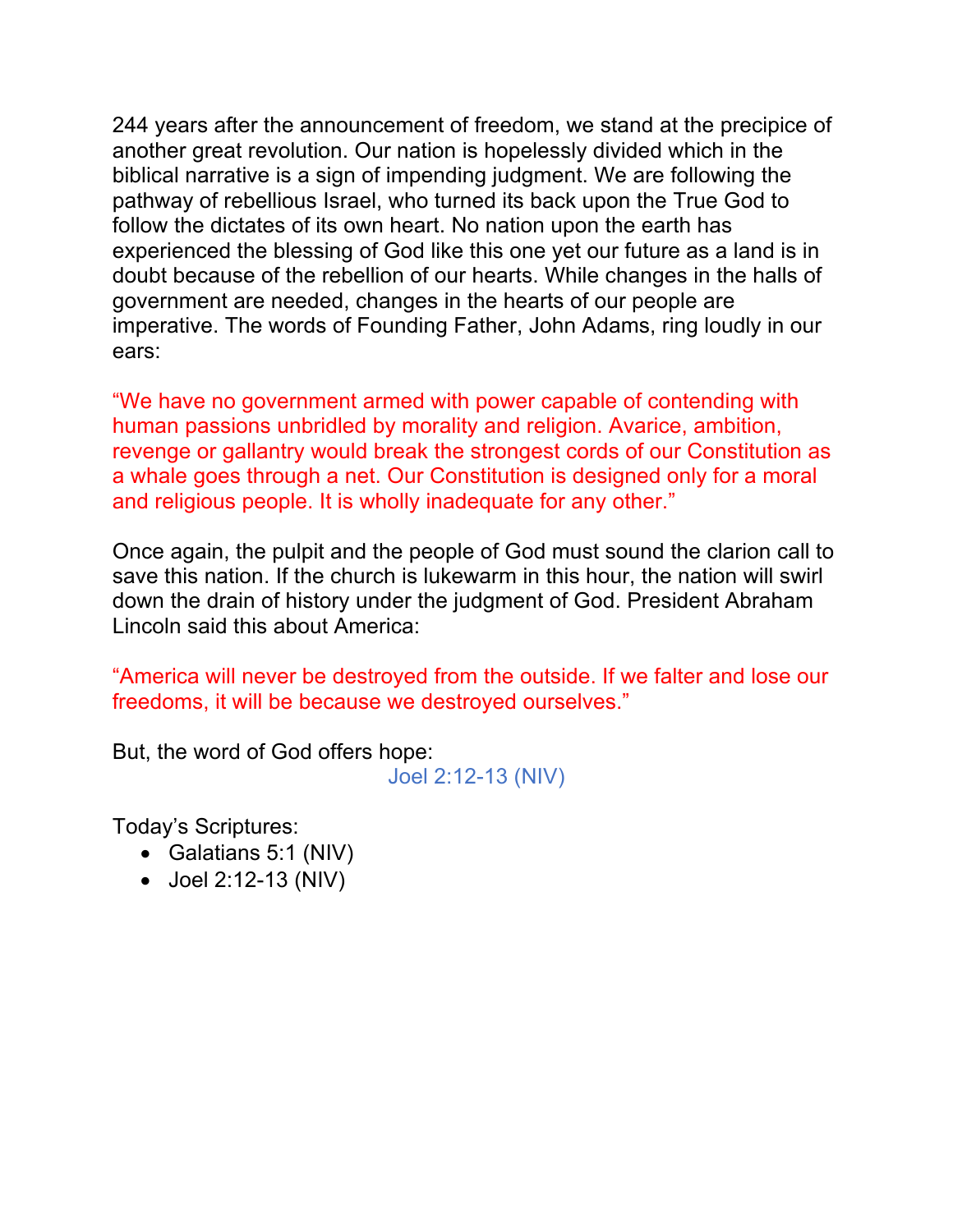244 years after the announcement of freedom, we stand at the precipice of another great revolution. Our nation is hopelessly divided which in the biblical narrative is a sign of impending judgment. We are following the pathway of rebellious Israel, who turned its back upon the True God to follow the dictates of its own heart. No nation upon the earth has experienced the blessing of God like this one yet our future as a land is in doubt because of the rebellion of our hearts. While changes in the halls of government are needed, changes in the hearts of our people are imperative. The words of Founding Father, John Adams, ring loudly in our ears:

"We have no government armed with power capable of contending with human passions unbridled by morality and religion. Avarice, ambition, revenge or gallantry would break the strongest cords of our Constitution as a whale goes through a net. Our Constitution is designed only for a moral and religious people. It is wholly inadequate for any other."

Once again, the pulpit and the people of God must sound the clarion call to save this nation. If the church is lukewarm in this hour, the nation will swirl down the drain of history under the judgment of God. President Abraham Lincoln said this about America:

"America will never be destroyed from the outside. If we falter and lose our freedoms, it will be because we destroyed ourselves."

But, the word of God offers hope:

Joel 2:12-13 (NIV)

Today's Scriptures:

- Galatians 5:1 (NIV)
- Joel 2:12-13 (NIV)